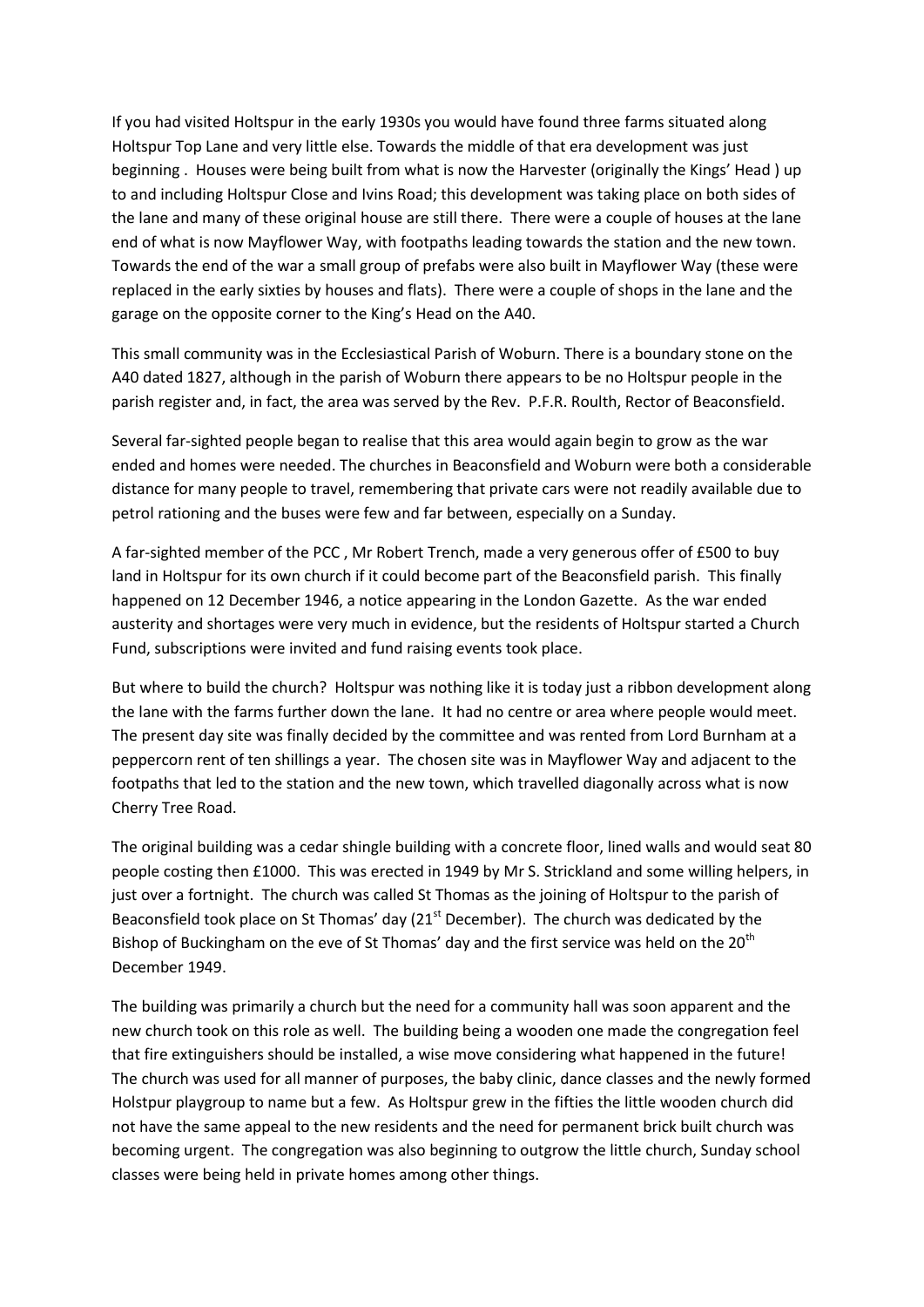If you had visited Holtspur in the early 1930s you would have found three farms situated along Holtspur Top Lane and very little else. Towards the middle of that era development was just beginning . Houses were being built from what is now the Harvester (originally the Kings' Head ) up to and including Holtspur Close and Ivins Road; this development was taking place on both sides of the lane and many of these original house are still there. There were a couple of houses at the lane end of what is now Mayflower Way, with footpaths leading towards the station and the new town. Towards the end of the war a small group of prefabs were also built in Mayflower Way (these were replaced in the early sixties by houses and flats). There were a couple of shops in the lane and the garage on the opposite corner to the King's Head on the A40.

This small community was in the Ecclesiastical Parish of Woburn. There is a boundary stone on the A40 dated 1827, although in the parish of Woburn there appears to be no Holtspur people in the parish register and, in fact, the area was served by the Rev. P.F.R. Roulth, Rector of Beaconsfield.

Several far-sighted people began to realise that this area would again begin to grow as the war ended and homes were needed. The churches in Beaconsfield and Woburn were both a considerable distance for many people to travel, remembering that private cars were not readily available due to petrol rationing and the buses were few and far between, especially on a Sunday.

A far-sighted member of the PCC , Mr Robert Trench, made a very generous offer of £500 to buy land in Holtspur for its own church if it could become part of the Beaconsfield parish. This finally happened on 12 December 1946, a notice appearing in the London Gazette. As the war ended austerity and shortages were very much in evidence, but the residents of Holtspur started a Church Fund, subscriptions were invited and fund raising events took place.

But where to build the church? Holtspur was nothing like it is today just a ribbon development along the lane with the farms further down the lane. It had no centre or area where people would meet. The present day site was finally decided by the committee and was rented from Lord Burnham at a peppercorn rent of ten shillings a year. The chosen site was in Mayflower Way and adjacent to the footpaths that led to the station and the new town, which travelled diagonally across what is now Cherry Tree Road.

The original building was a cedar shingle building with a concrete floor, lined walls and would seat 80 people costing then £1000. This was erected in 1949 by Mr S. Strickland and some willing helpers, in just over a fortnight. The church was called St Thomas as the joining of Holtspur to the parish of Beaconsfield took place on St Thomas' day (21st December). The church was dedicated by the Bishop of Buckingham on the eve of St Thomas' day and the first service was held on the 20th December 1949.

The building was primarily a church but the need for a community hall was soon apparent and the new church took on this role as well. The building being a wooden one made the congregation feel that fire extinguishers should be installed, a wise move considering what happened in the future! The church was used for all manner of purposes, the baby clinic, dance classes and the newly formed Holstpur playgroup to name but a few. As Holtspur grew in the fifties the little wooden church did not have the same appeal to the new residents and the need for permanent brick built church was becoming urgent. The congregation was also beginning to outgrow the little church, Sunday school classes were being held in private homes among other things.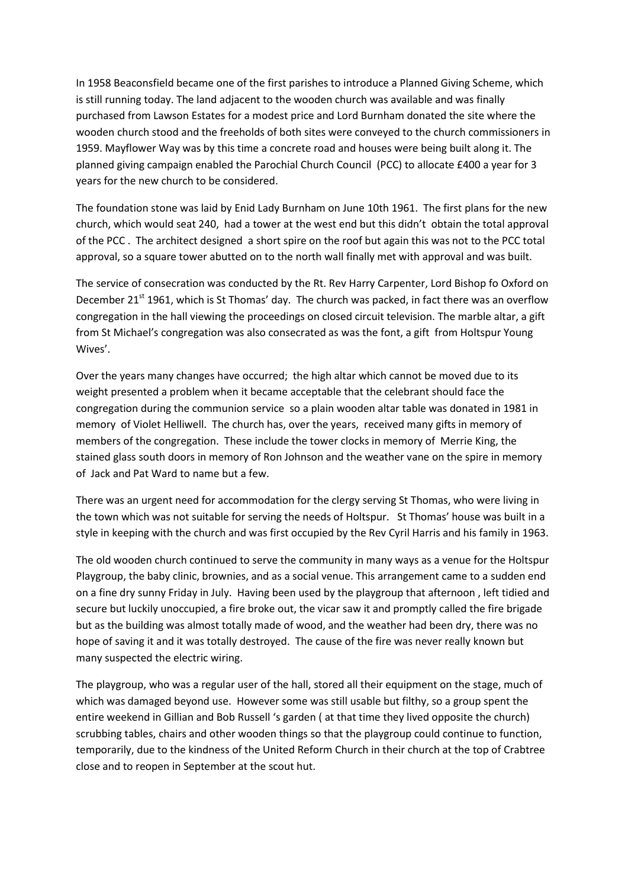In 1958 Beaconsfield became one of the first parishes to introduce a Planned Giving Scheme, which is still running today. The land adjacent to the wooden church was available and was finally purchased from Lawson Estates for a modest price and Lord Burnham donated the site where the wooden church stood and the freeholds of both sites were conveyed to the church commissioners in 1959. Mayflower Way was by this time a concrete road and houses were being built along it. The planned giving campaign enabled the Parochial Church Council (PCC) to allocate £400 a year for 3 years for the new church to be considered.

The foundation stone was laid by Enid Lady Burnham on June 10th 1961. The first plans for the new church, which would seat 240, had a tower at the west end but this didn't obtain the total approval of the PCC . The architect designed a short spire on the roof but again this was not to the PCC total approval, so a square tower abutted on to the north wall finally met with approval and was built.

The service of consecration was conducted by the Rt. Rev Harry Carpenter, Lord Bishop fo Oxford on December 21st 1961, which is St Thomas' day. The church was packed, in fact there was an overflow congregation in the hall viewing the proceedings on closed circuit television. The marble altar, a gift from St Michael's congregation was also consecrated as was the font, a gift from Holtspur Young Wives'.

Over the years many changes have occurred; the high altar which cannot be moved due to its weight presented a problem when it became acceptable that the celebrant should face the congregation during the communion service so a plain wooden altar table was donated in 1981 in memory of Violet Helliwell. The church has, over the years, received many gifts in memory of members of the congregation. These include the tower clocks in memory of Merrie King, the stained glass south doors in memory of Ron Johnson and the weather vane on the spire in memory of Jack and Pat Ward to name but a few.

There was an urgent need for accommodation for the clergy serving St Thomas, who were living in the town which was not suitable for serving the needs of Holtspur. St Thomas' house was built in a style in keeping with the church and was first occupied by the Rev Cyril Harris and his family in 1963.

The old wooden church continued to serve the community in many ways as a venue for the Holtspur Playgroup, the baby clinic, brownies, and as a social venue. This arrangement came to a sudden end on a fine dry sunny Friday in July. Having been used by the playgroup that afternoon , left tidied and secure but luckily unoccupied, a fire broke out, the vicar saw it and promptly called the fire brigade but as the building was almost totally made of wood, and the weather had been dry, there was no hope of saving it and it was totally destroyed. The cause of the fire was never really known but many suspected the electric wiring.

The playgroup, who was a regular user of the hall, stored all their equipment on the stage, much of which was damaged beyond use. However some was still usable but filthy, so a group spent the entire weekend in Gillian and Bob Russell 's garden ( at that time they lived opposite the church) scrubbing tables, chairs and other wooden things so that the playgroup could continue to function, temporarily, due to the kindness of the United Reform Church in their church at the top of Crabtree close and to reopen in September at the scout hut.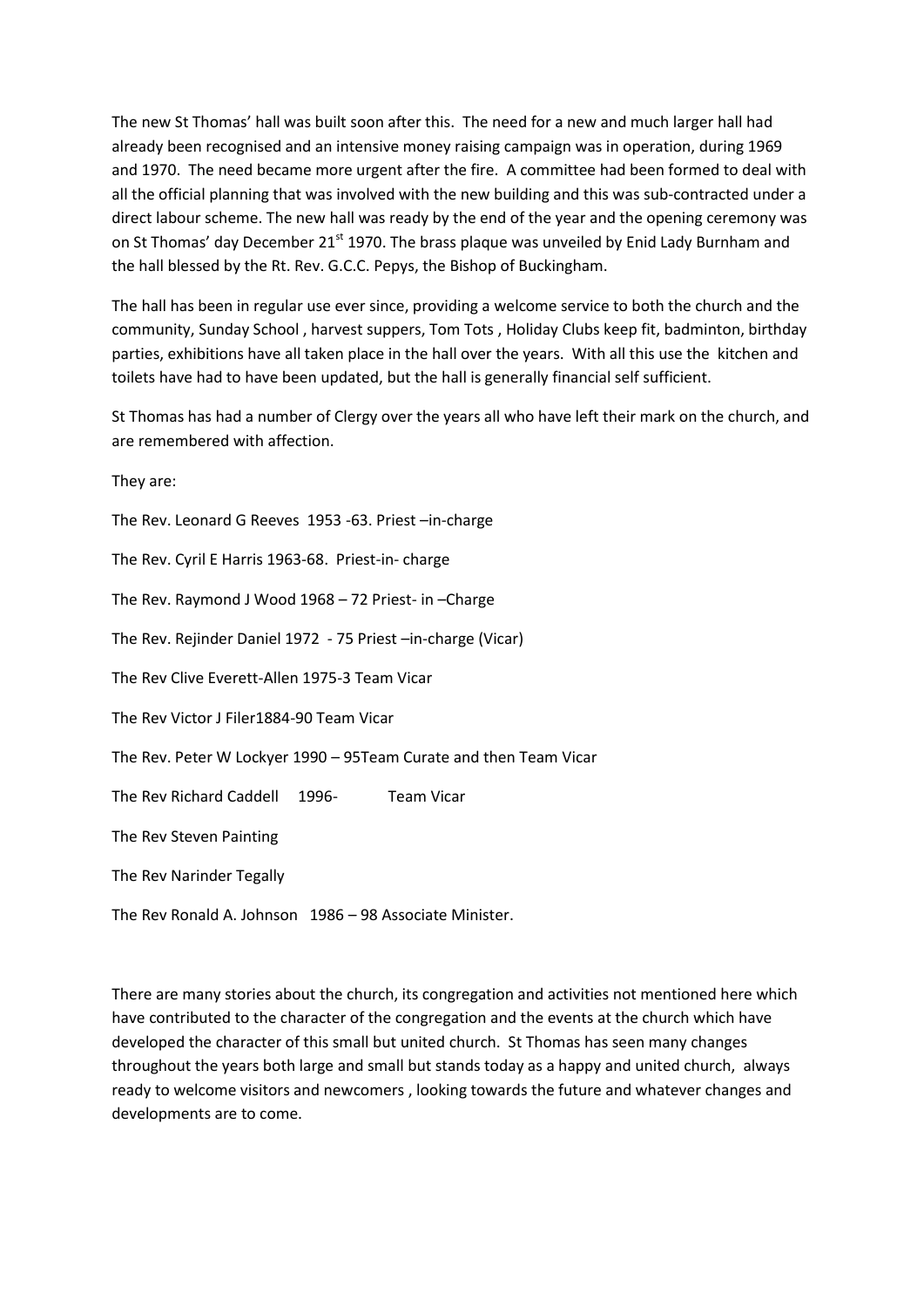The new St Thomas' hall was built soon after this. The need for a new and much larger hall had already been recognised and an intensive money raising campaign was in operation, during 1969 and 1970. The need became more urgent after the fire. A committee had been formed to deal with all the official planning that was involved with the new building and this was sub-contracted under a direct labour scheme. The new hall was ready by the end of the year and the opening ceremony was on St Thomas' day December 21st 1970. The brass plaque was unveiled by Enid Lady Burnham and the hall blessed by the Rt. Rev. G.C.C. Pepys, the Bishop of Buckingham.

The hall has been in regular use ever since, providing a welcome service to both the church and the community, Sunday School , harvest suppers, Tom Tots , Holiday Clubs keep fit, badminton, birthday parties, exhibitions have all taken place in the hall over the years. With all this use the kitchen and toilets have had to have been updated, but the hall is generally financial self sufficient.

St Thomas has had a number of Clergy over the years all who have left their mark on the church, and are remembered with affection.

They are:

The Rev. Leonard G Reeves 1953 -63. Priest –in-charge

The Rev. Cyril E Harris 1963-68. Priest-in- charge

The Rev. Raymond J Wood 1968 – 72 Priest- in –Charge

The Rev. Rejinder Daniel 1972 - 75 Priest –in-charge (Vicar)

The Rev Clive Everett-Allen 1975-3 Team Vicar

The Rev Victor J Filer1884-90 Team Vicar

The Rev. Peter W Lockyer 1990 – 95Team Curate and then Team Vicar

The Rev Richard Caddell 1996- Team Vicar

The Rev Steven Painting

The Rev Narinder Tegally

The Rev Ronald A. Johnson 1986 – 98 Associate Minister.

There are many stories about the church, its congregation and activities not mentioned here which have contributed to the character of the congregation and the events at the church which have developed the character of this small but united church. St Thomas has seen many changes throughout the years both large and small but stands today as a happy and united church, always ready to welcome visitors and newcomers , looking towards the future and whatever changes and developments are to come.